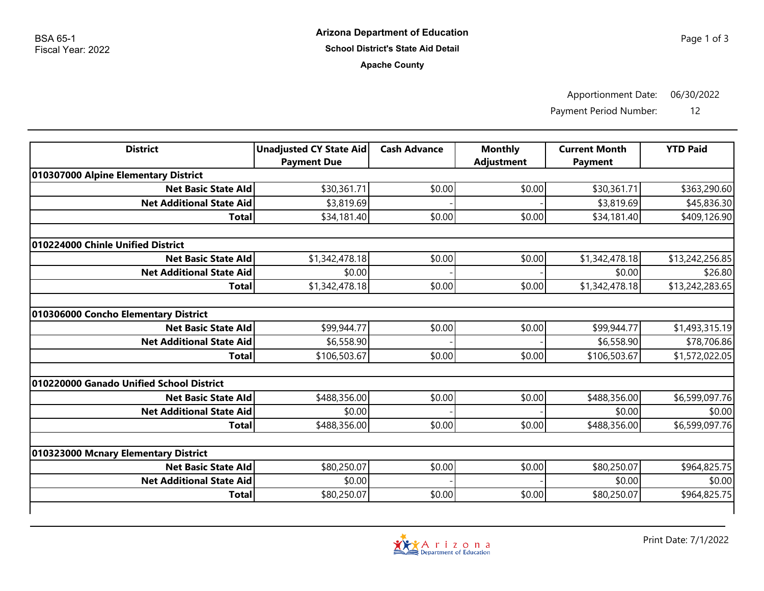BSA 65-1
Fiscal Year: 2022

# Arizona Department of Education

## School District's State Aid Detail

### Apache County

Apportionment Date: 06/30/2022

Payment Period Number: 12

| District | Unadjusted CY State Aid Payment Due | Cash Advance | Monthly Adjustment | Current Month Payment | YTD Paid |
|---|---|---|---|---|---|
| **010307000 Alpine Elementary District** | | | | | |
| **Net Basic State AId** | $30,361.71 | $0.00 | $0.00 | $30,361.71 | $363,290.60 |
| **Net Additional State Aid** | $3,819.69 | - | - | $3,819.69 | $45,836.30 |
| **Total** | $34,181.40 | $0.00 | $0.00 | $34,181.40 | $409,126.90 |
| | | | | | |
| **010224000 Chinle Unified District** | | | | | |
| **Net Basic State AId** | $1,342,478.18 | $0.00 | $0.00 | $1,342,478.18 | $13,242,256.85 |
| **Net Additional State Aid** | $0.00 | - | - | $0.00 | $26.80 |
| **Total** | $1,342,478.18 | $0.00 | $0.00 | $1,342,478.18 | $13,242,283.65 |
| | | | | | |
| **010306000 Concho Elementary District** | | | | | |
| **Net Basic State AId** | $99,944.77 | $0.00 | $0.00 | $99,944.77 | $1,493,315.19 |
| **Net Additional State Aid** | $6,558.90 | - | - | $6,558.90 | $78,706.86 |
| **Total** | $106,503.67 | $0.00 | $0.00 | $106,503.67 | $1,572,022.05 |
| | | | | | |
| **010220000 Ganado Unified School District** | | | | | |
| **Net Basic State AId** | $488,356.00 | $0.00 | $0.00 | $488,356.00 | $6,599,097.76 |
| **Net Additional State Aid** | $0.00 | - | - | $0.00 | $0.00 |
| **Total** | $488,356.00 | $0.00 | $0.00 | $488,356.00 | $6,599,097.76 |
| | | | | | |
| **010323000 Mcnary Elementary District** | | | | | |
| **Net Basic State AId** | $80,250.07 | $0.00 | $0.00 | $80,250.07 | $964,825.75 |
| **Net Additional State Aid** | $0.00 | - | - | $0.00 | $0.00 |
| **Total** | $80,250.07 | $0.00 | $0.00 | $80,250.07 | $964,825.75 |

Print Date: 7/1/2022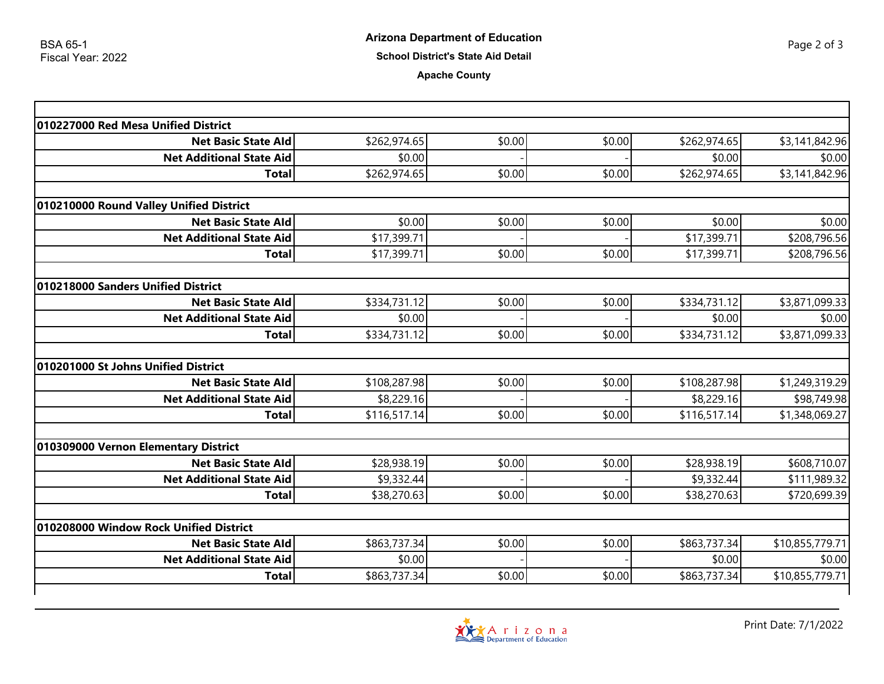BSA 65-1
Fiscal Year: 2022

# Arizona Department of Education

## School District's State Aid Detail

### Apache County

| | | | | | |
|---|---|---|---|---|---|
| **010227000 Red Mesa Unified District** | | | | | |
| **Net Basic State AId** | $262,974.65 | $0.00 | $0.00 | $262,974.65 | $3,141,842.96 |
| **Net Additional State Aid** | $0.00 | - | - | $0.00 | $0.00 |
| **Total** | $262,974.65 | $0.00 | $0.00 | $262,974.65 | $3,141,842.96 |
| | | | | | |
| **010210000 Round Valley Unified District** | | | | | |
| **Net Basic State AId** | $0.00 | $0.00 | $0.00 | $0.00 | $0.00 |
| **Net Additional State Aid** | $17,399.71 | - | - | $17,399.71 | $208,796.56 |
| **Total** | $17,399.71 | $0.00 | $0.00 | $17,399.71 | $208,796.56 |
| | | | | | |
| **010218000 Sanders Unified District** | | | | | |
| **Net Basic State AId** | $334,731.12 | $0.00 | $0.00 | $334,731.12 | $3,871,099.33 |
| **Net Additional State Aid** | $0.00 | - | - | $0.00 | $0.00 |
| **Total** | $334,731.12 | $0.00 | $0.00 | $334,731.12 | $3,871,099.33 |
| | | | | | |
| **010201000 St Johns Unified District** | | | | | |
| **Net Basic State AId** | $108,287.98 | $0.00 | $0.00 | $108,287.98 | $1,249,319.29 |
| **Net Additional State Aid** | $8,229.16 | - | - | $8,229.16 | $98,749.98 |
| **Total** | $116,517.14 | $0.00 | $0.00 | $116,517.14 | $1,348,069.27 |
| | | | | | |
| **010309000 Vernon Elementary District** | | | | | |
| **Net Basic State AId** | $28,938.19 | $0.00 | $0.00 | $28,938.19 | $608,710.07 |
| **Net Additional State Aid** | $9,332.44 | - | - | $9,332.44 | $111,989.32 |
| **Total** | $38,270.63 | $0.00 | $0.00 | $38,270.63 | $720,699.39 |
| | | | | | |
| **010208000 Window Rock Unified District** | | | | | |
| **Net Basic State AId** | $863,737.34 | $0.00 | $0.00 | $863,737.34 | $10,855,779.71 |
| **Net Additional State Aid** | $0.00 | - | - | $0.00 | $0.00 |
| **Total** | $863,737.34 | $0.00 | $0.00 | $863,737.34 | $10,855,779.71 |

Print Date: 7/1/2022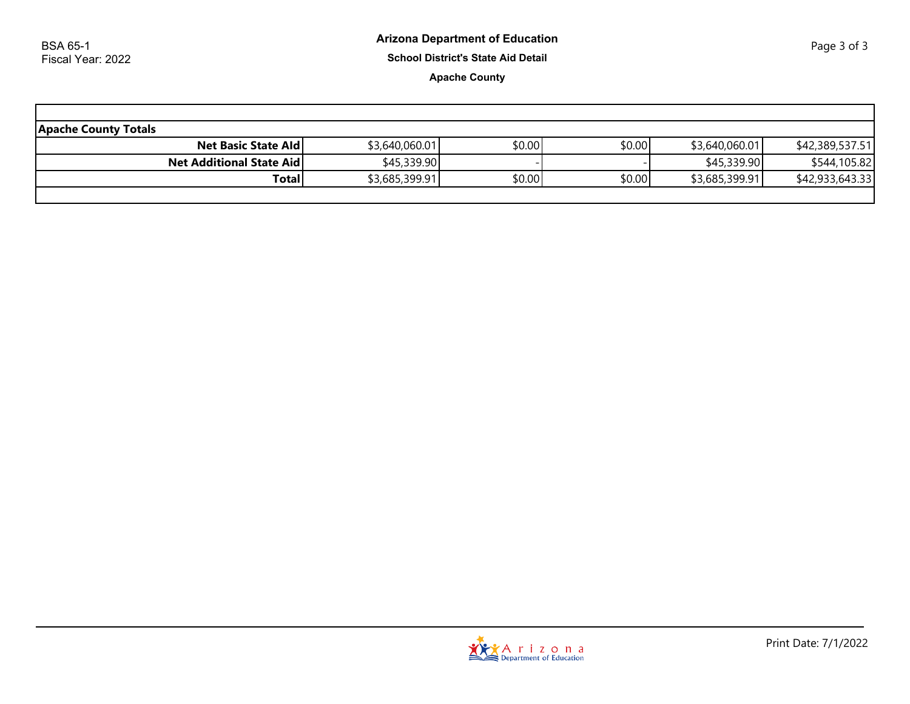**Arizona Department of Education**

**School District's State Aid Detail**

**Apache County**

BSA 65-1
Fiscal Year: 2022

| | | | | | |
|---|---|---|---|---|---|
| **Apache County Totals** | | | | | |
| **Net Basic State AId** | $3,640,060.01 | $0.00 | $0.00 | $3,640,060.01 | $42,389,537.51 |
| **Net Additional State Aid** | $45,339.90 | - | - | $45,339.90 | $544,105.82 |
| **Total** | $3,685,399.91 | $0.00 | $0.00 | $3,685,399.91 | $42,933,643.33 |

Print Date: 7/1/2022